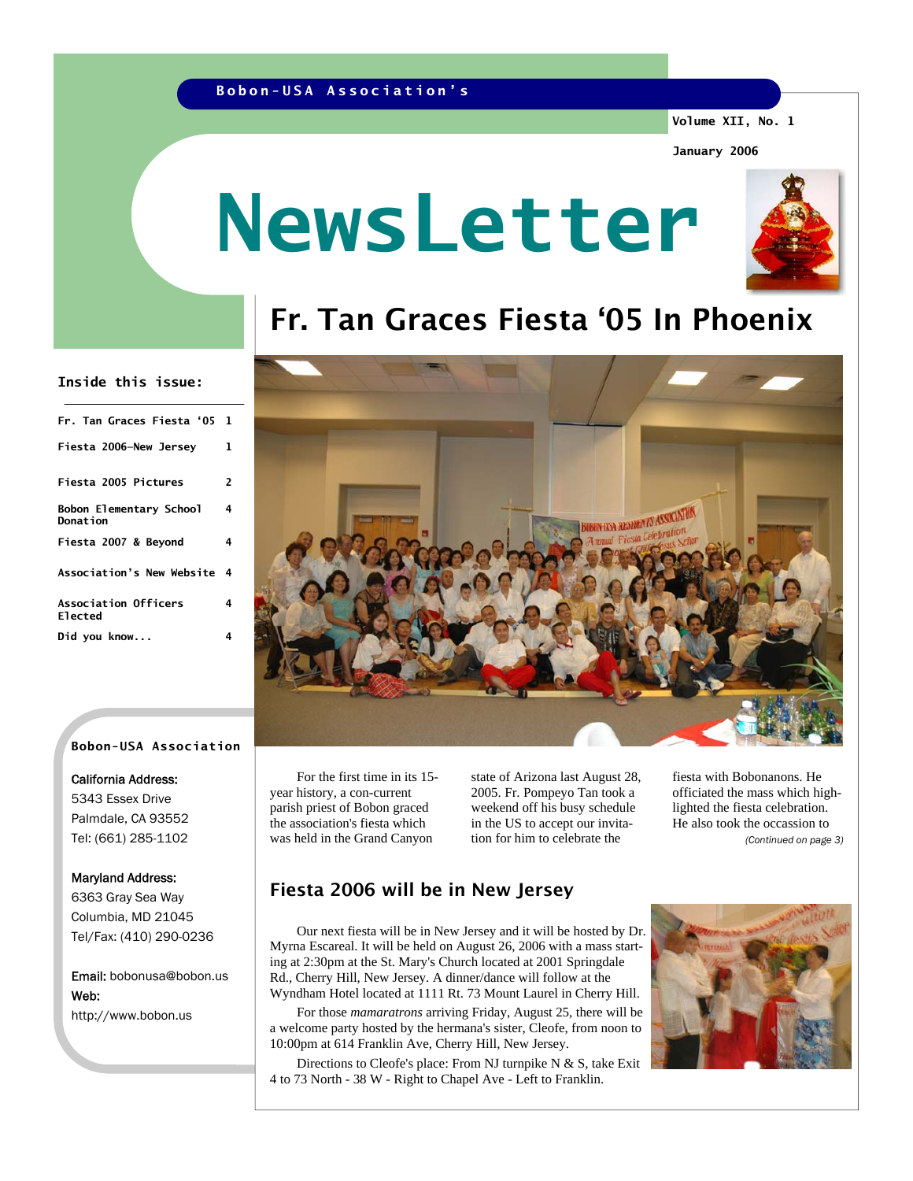Bobon-USA Association's

Volume XII, No. 1

January 2006

# NewsLetter

**Inside this issue:**

| | |
|---|---|
| Fr. Tan Graces Fiesta '05 | 1 |
| Fiesta 2006—New Jersey | 1 |
| Fiesta 2005 Pictures | 2 |
| Bobon Elementary School Donation | 4 |
| Fiesta 2007 & Beyond | 4 |
| Association's New Website | 4 |
| Association Officers Elected | 4 |
| Did you know... | 4 |

**Bobon-USA Association**

**California Address:**
5343 Essex Drive
Palmdale, CA 93552
Tel: (661) 285-1102

**Maryland Address:**
6363 Gray Sea Way
Columbia, MD 21045
Tel/Fax: (410) 290-0236

**Email:** bobonusa@bobon.us
**Web:**
http://www.bobon.us

## Fr. Tan Graces Fiesta '05 In Phoenix

For the first time in its 15-year history, a con-current parish priest of Bobon graced the association's fiesta which was held in the Grand Canyon state of Arizona last August 28, 2005. Fr. Pompeyo Tan took a weekend off his busy schedule in the US to accept our invitation for him to celebrate the fiesta with Bobonanons. He officiated the mass which highlighted the fiesta celebration. He also took the occassion to

*(Continued on page 3)*

## Fiesta 2006 will be in New Jersey

Our next fiesta will be in New Jersey and it will be hosted by Dr. Myrna Escareal. It will be held on August 26, 2006 with a mass starting at 2:30pm at the St. Mary's Church located at 2001 Springdale Rd., Cherry Hill, New Jersey. A dinner/dance will follow at the Wyndham Hotel located at 1111 Rt. 73 Mount Laurel in Cherry Hill.

For those *mamaratrons* arriving Friday, August 25, there will be a welcome party hosted by the hermana's sister, Cleofe, from noon to 10:00pm at 614 Franklin Ave, Cherry Hill, New Jersey.

Directions to Cleofe's place: From NJ turnpike N & S, take Exit 4 to 73 North - 38 W - Right to Chapel Ave - Left to Franklin.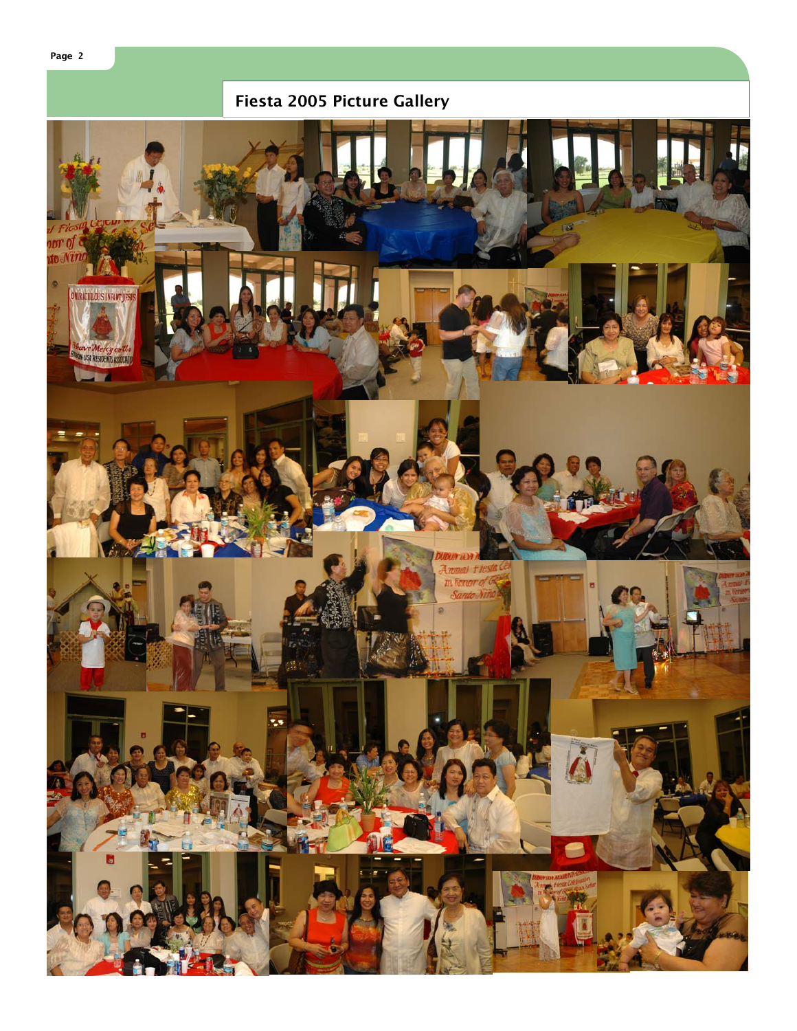## Fiesta 2005 Picture Gallery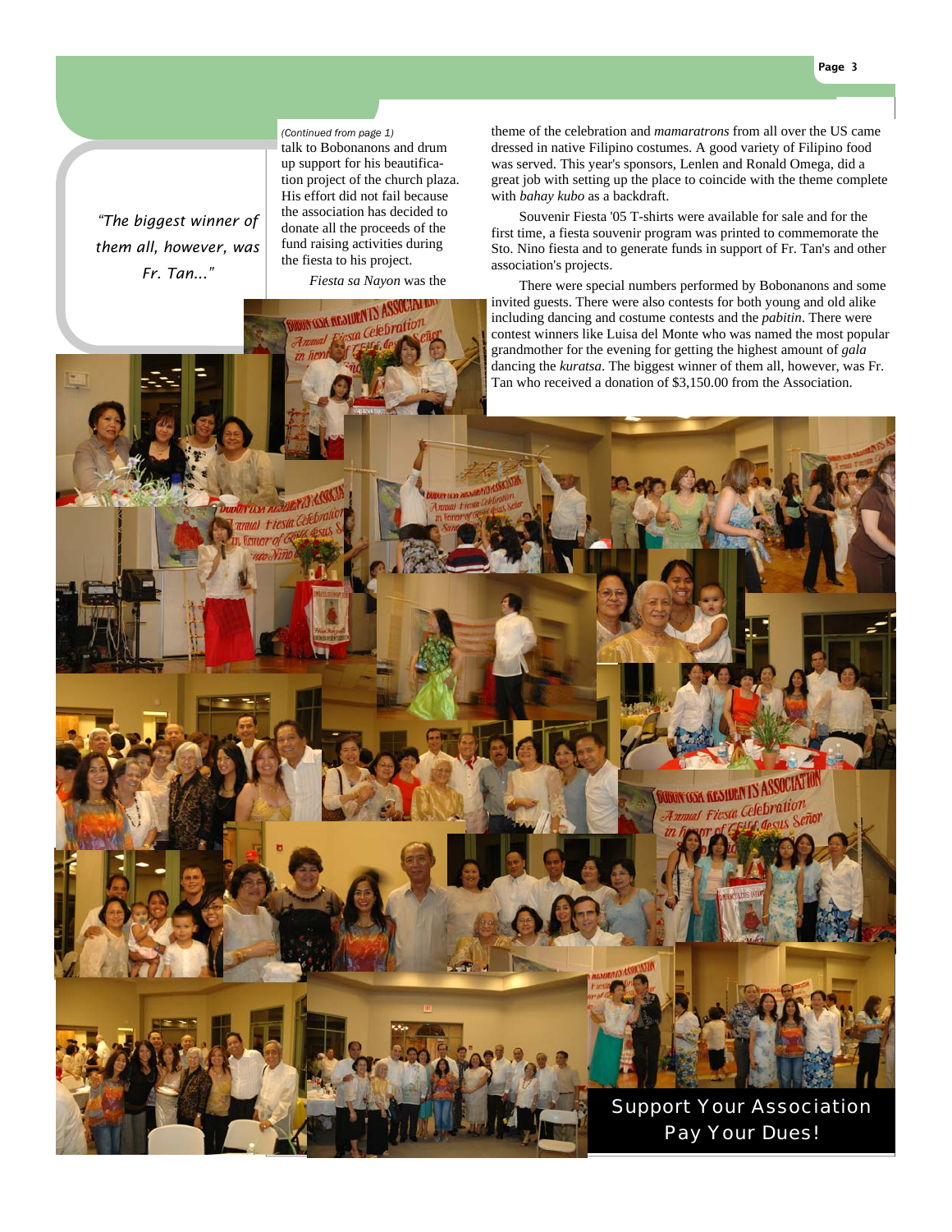> *"The biggest winner of them all, however, was Fr. Tan..."*

*(Continued from page 1)*

talk to Bobonanons and drum up support for his beautification project of the church plaza. His effort did not fail because the association has decided to donate all the proceeds of the fund raising activities during the fiesta to his project.

*Fiesta sa Nayon* was the theme of the celebration and *mamaratrons* from all over the US came dressed in native Filipino costumes. A good variety of Filipino food was served. This year's sponsors, Lenlen and Ronald Omega, did a great job with setting up the place to coincide with the theme complete with *bahay kubo* as a backdraft.

Souvenir Fiesta '05 T-shirts were available for sale and for the first time, a fiesta souvenir program was printed to commemorate the Sto. Nino fiesta and to generate funds in support of Fr. Tan's and other association's projects.

There were special numbers performed by Bobonanons and some invited guests. There were also contests for both young and old alike including dancing and costume contests and the *pabitin*. There were contest winners like Luisa del Monte who was named the most popular grandmother for the evening for getting the highest amount of *gala* dancing the *kuratsa*. The biggest winner of them all, however, was Fr. Tan who received a donation of $3,150.00 from the Association.

**Support Your Association**
**Pay Your Dues!**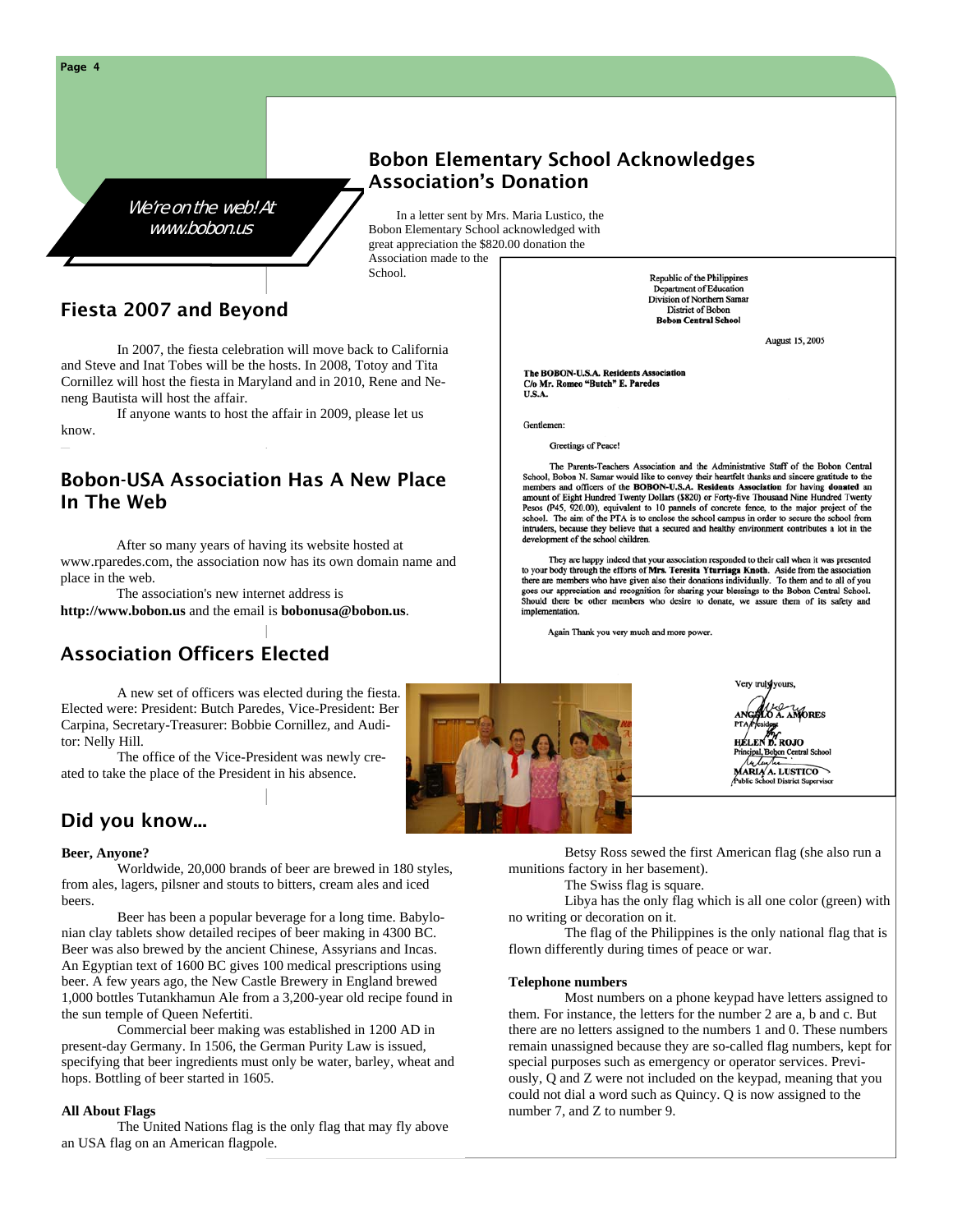*We're on the web! At www.bobon.us*

## Bobon Elementary School Acknowledges Association's Donation

In a letter sent by Mrs. Maria Lustico, the Bobon Elementary School acknowledged with great appreciation the $820.00 donation the Association made to the School.

Republic of the Philippines
Department of Education
Division of Northern Samar
District of Bobon
**Bobon Central School**

August 15, 2005

**The BOBON-U.S.A. Residents Association**
**C/o Mr. Romeo "Butch" E. Paredes**
**U.S.A.**

Gentlemen:

Greetings of Peace!

The Parents-Teachers Association and the Administrative Staff of the Bobon Central School, Bobon N. Samar would like to convey their heartfelt thanks and sincere gratitude to the members and officers of the **BOBON-U.S.A. Residents Association** for having **donated** an amount of Eight Hundred Twenty Dollars ($820) or Forty-five Thousand Nine Hundred Twenty Pesos (P45, 920.00), equivalent to 10 pannels of concrete fence, to the major project of the school. The aim of the PTA is to enclose the school campus in order to secure the school from intruders, because they believe that a secured and healthy environment contributes a lot in the development of the school children.

They are happy indeed that your association responded to their call when it was presented to your body through the efforts of **Mrs. Teresita Yturriaga Knoth**. Aside from the association there are members who have given also their donations individually. To them and to all of you goes our appreciation and recognition for sharing your blessings to the Bobon Central School. Should there be other members who desire to donate, we assure them of its safety and implementation.

Again Thank you very much and more power.

Very truly yours,

**ANGELO A. AMORES**
PTA President

**HELEN D. ROJO**
Principal, Bobon Central School

**MARIA A. LUSTICO**
Public School District Supervisor

## Fiesta 2007 and Beyond

In 2007, the fiesta celebration will move back to California and Steve and Inat Tobes will be the hosts. In 2008, Totoy and Tita Cornillez will host the fiesta in Maryland and in 2010, Rene and Neneng Bautista will host the affair.

If anyone wants to host the affair in 2009, please let us know.

## Bobon-USA Association Has A New Place In The Web

After so many years of having its website hosted at www.rparedes.com, the association now has its own domain name and place in the web.

The association's new internet address is **http://www.bobon.us** and the email is **bobonusa@bobon.us**.

## Association Officers Elected

A new set of officers was elected during the fiesta. Elected were: President: Butch Paredes, Vice-President: Ber Carpina, Secretary-Treasurer: Bobbie Cornillez, and Auditor: Nelly Hill.

The office of the Vice-President was newly created to take the place of the President in his absence.

## Did you know...

**Beer, Anyone?**

Worldwide, 20,000 brands of beer are brewed in 180 styles, from ales, lagers, pilsner and stouts to bitters, cream ales and iced beers.

Beer has been a popular beverage for a long time. Babylonian clay tablets show detailed recipes of beer making in 4300 BC. Beer was also brewed by the ancient Chinese, Assyrians and Incas. An Egyptian text of 1600 BC gives 100 medical prescriptions using beer. A few years ago, the New Castle Brewery in England brewed 1,000 bottles Tutankhamun Ale from a 3,200-year old recipe found in the sun temple of Queen Nefertiti.

Commercial beer making was established in 1200 AD in present-day Germany. In 1506, the German Purity Law is issued, specifying that beer ingredients must only be water, barley, wheat and hops. Bottling of beer started in 1605.

**All About Flags**

The United Nations flag is the only flag that may fly above an USA flag on an American flagpole.

Betsy Ross sewed the first American flag (she also run a munitions factory in her basement).

The Swiss flag is square.

Libya has the only flag which is all one color (green) with no writing or decoration on it.

The flag of the Philippines is the only national flag that is flown differently during times of peace or war.

**Telephone numbers**

Most numbers on a phone keypad have letters assigned to them. For instance, the letters for the number 2 are a, b and c. But there are no letters assigned to the numbers 1 and 0. These numbers remain unassigned because they are so-called flag numbers, kept for special purposes such as emergency or operator services. Previously, Q and Z were not included on the keypad, meaning that you could not dial a word such as Quincy. Q is now assigned to the number 7, and Z to number 9.